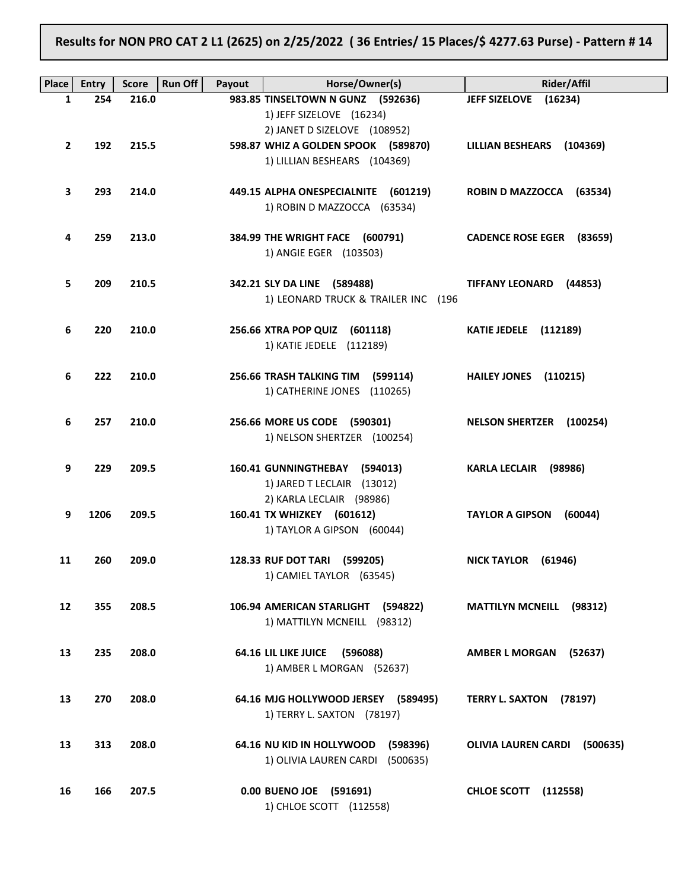**Results for NON PRO CAT 2 L1 (2625) on 2/25/2022 ( 36 Entries/ 15 Places/$ 4277.63 Purse) - Pattern # 14**

| Place | Entry | Score | Run Off | Payout | Horse/Owner(s) | Rider/Affil |
|---|---|---|---|---|---|---|
| 1 | 254 | 216.0 | | 983.85 | **TINSELTOWN N GUNZ (592636)**<br>1) JEFF SIZELOVE (16234)<br>2) JANET D SIZELOVE (108952) | **JEFF SIZELOVE (16234)** |
| 2 | 192 | 215.5 | | 598.87 | **WHIZ A GOLDEN SPOOK (589870)**<br>1) LILLIAN BESHEARS (104369) | **LILLIAN BESHEARS (104369)** |
| 3 | 293 | 214.0 | | 449.15 | **ALPHA ONESPECIALNITE (601219)**<br>1) ROBIN D MAZZOCCA (63534) | **ROBIN D MAZZOCCA (63534)** |
| 4 | 259 | 213.0 | | 384.99 | **THE WRIGHT FACE (600791)**<br>1) ANGIE EGER (103503) | **CADENCE ROSE EGER (83659)** |
| 5 | 209 | 210.5 | | 342.21 | **SLY DA LINE (589488)**<br>1) LEONARD TRUCK & TRAILER INC (196 | **TIFFANY LEONARD (44853)** |
| 6 | 220 | 210.0 | | 256.66 | **XTRA POP QUIZ (601118)**<br>1) KATIE JEDELE (112189) | **KATIE JEDELE (112189)** |
| 6 | 222 | 210.0 | | 256.66 | **TRASH TALKING TIM (599114)**<br>1) CATHERINE JONES (110265) | **HAILEY JONES (110215)** |
| 6 | 257 | 210.0 | | 256.66 | **MORE US CODE (590301)**<br>1) NELSON SHERTZER (100254) | **NELSON SHERTZER (100254)** |
| 9 | 229 | 209.5 | | 160.41 | **GUNNINGTHEBAY (594013)**<br>1) JARED T LECLAIR (13012)<br>2) KARLA LECLAIR (98986) | **KARLA LECLAIR (98986)** |
| 9 | 1206 | 209.5 | | 160.41 | **TX WHIZKEY (601612)**<br>1) TAYLOR A GIPSON (60044) | **TAYLOR A GIPSON (60044)** |
| 11 | 260 | 209.0 | | 128.33 | **RUF DOT TARI (599205)**<br>1) CAMIEL TAYLOR (63545) | **NICK TAYLOR (61946)** |
| 12 | 355 | 208.5 | | 106.94 | **AMERICAN STARLIGHT (594822)**<br>1) MATTILYN MCNEILL (98312) | **MATTILYN MCNEILL (98312)** |
| 13 | 235 | 208.0 | | 64.16 | **LIL LIKE JUICE (596088)**<br>1) AMBER L MORGAN (52637) | **AMBER L MORGAN (52637)** |
| 13 | 270 | 208.0 | | 64.16 | **MJG HOLLYWOOD JERSEY (589495)**<br>1) TERRY L. SAXTON (78197) | **TERRY L. SAXTON (78197)** |
| 13 | 313 | 208.0 | | 64.16 | **NU KID IN HOLLYWOOD (598396)**<br>1) OLIVIA LAUREN CARDI (500635) | **OLIVIA LAUREN CARDI (500635)** |
| 16 | 166 | 207.5 | | 0.00 | **BUENO JOE (591691)**<br>1) CHLOE SCOTT (112558) | **CHLOE SCOTT (112558)** |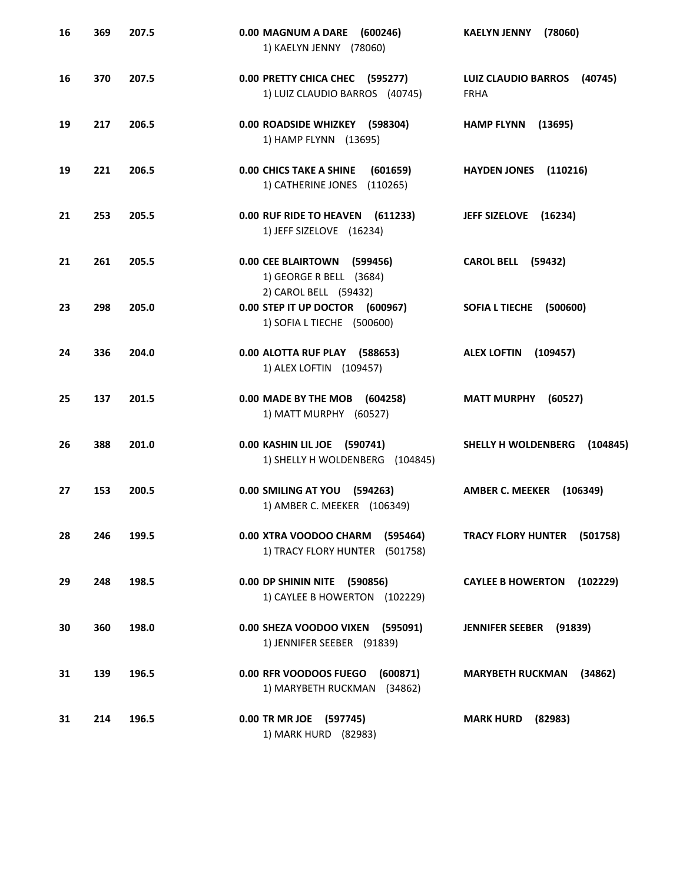| | | | | |
|---|---|---|---|---|
| 16 | 369 | 207.5 | **0.00 MAGNUM A DARE (600246)**<br>1) KAELYN JENNY (78060) | **KAELYN JENNY (78060)** |
| 16 | 370 | 207.5 | **0.00 PRETTY CHICA CHEC (595277)**<br>1) LUIZ CLAUDIO BARROS (40745) | **LUIZ CLAUDIO BARROS (40745)**<br>FRHA |
| 19 | 217 | 206.5 | **0.00 ROADSIDE WHIZKEY (598304)**<br>1) HAMP FLYNN (13695) | **HAMP FLYNN (13695)** |
| 19 | 221 | 206.5 | **0.00 CHICS TAKE A SHINE (601659)**<br>1) CATHERINE JONES (110265) | **HAYDEN JONES (110216)** |
| 21 | 253 | 205.5 | **0.00 RUF RIDE TO HEAVEN (611233)**<br>1) JEFF SIZELOVE (16234) | **JEFF SIZELOVE (16234)** |
| 21 | 261 | 205.5 | **0.00 CEE BLAIRTOWN (599456)**<br>1) GEORGE R BELL (3684)<br>2) CAROL BELL (59432) | **CAROL BELL (59432)** |
| 23 | 298 | 205.0 | **0.00 STEP IT UP DOCTOR (600967)**<br>1) SOFIA L TIECHE (500600) | **SOFIA L TIECHE (500600)** |
| 24 | 336 | 204.0 | **0.00 ALOTTA RUF PLAY (588653)**<br>1) ALEX LOFTIN (109457) | **ALEX LOFTIN (109457)** |
| 25 | 137 | 201.5 | **0.00 MADE BY THE MOB (604258)**<br>1) MATT MURPHY (60527) | **MATT MURPHY (60527)** |
| 26 | 388 | 201.0 | **0.00 KASHIN LIL JOE (590741)**<br>1) SHELLY H WOLDENBERG (104845) | **SHELLY H WOLDENBERG (104845)** |
| 27 | 153 | 200.5 | **0.00 SMILING AT YOU (594263)**<br>1) AMBER C. MEEKER (106349) | **AMBER C. MEEKER (106349)** |
| 28 | 246 | 199.5 | **0.00 XTRA VOODOO CHARM (595464)**<br>1) TRACY FLORY HUNTER (501758) | **TRACY FLORY HUNTER (501758)** |
| 29 | 248 | 198.5 | **0.00 DP SHININ NITE (590856)**<br>1) CAYLEE B HOWERTON (102229) | **CAYLEE B HOWERTON (102229)** |
| 30 | 360 | 198.0 | **0.00 SHEZA VOODOO VIXEN (595091)**<br>1) JENNIFER SEEBER (91839) | **JENNIFER SEEBER (91839)** |
| 31 | 139 | 196.5 | **0.00 RFR VOODOOS FUEGO (600871)**<br>1) MARYBETH RUCKMAN (34862) | **MARYBETH RUCKMAN (34862)** |
| 31 | 214 | 196.5 | **0.00 TR MR JOE (597745)**<br>1) MARK HURD (82983) | **MARK HURD (82983)** |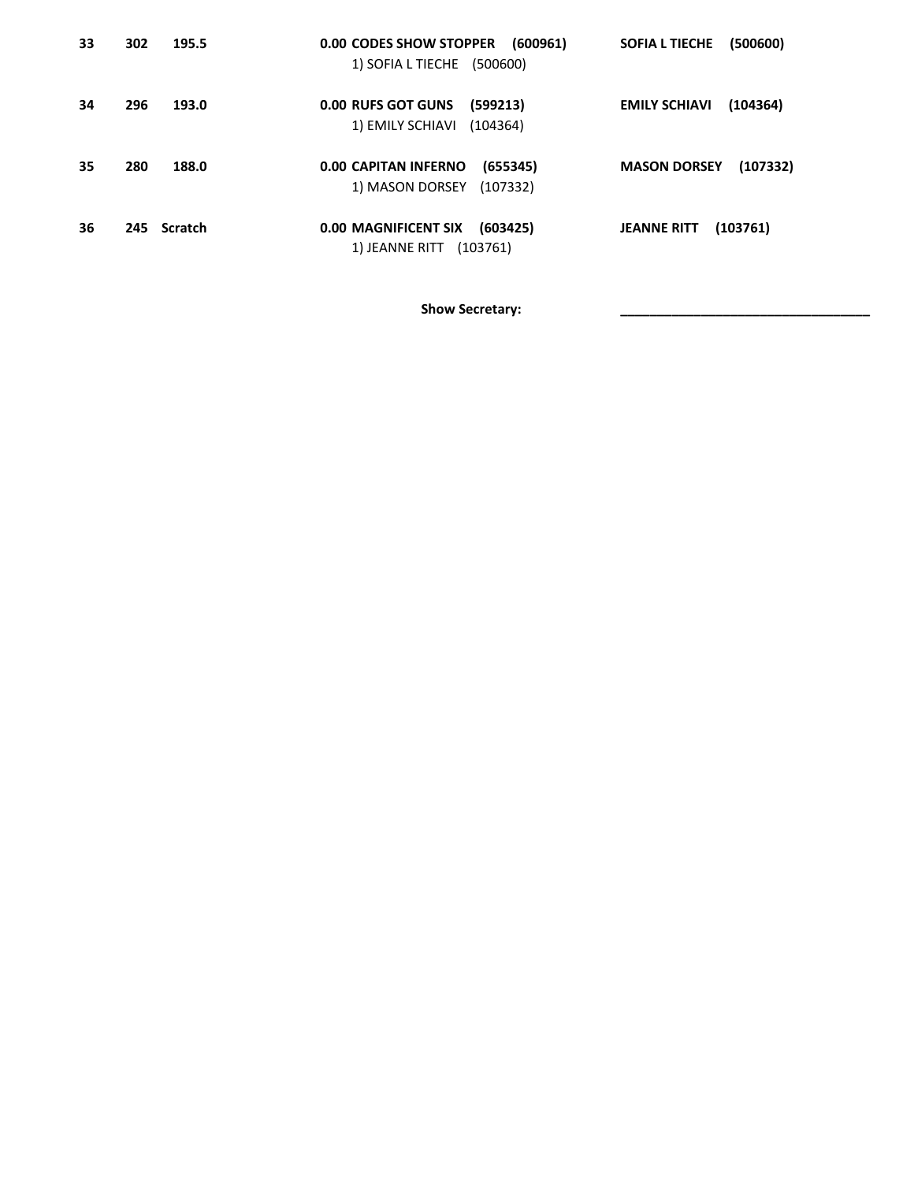| | | | | |
|---|---|---|---|---|
| **33** | **302** | **195.5** | **0.00 CODES SHOW STOPPER (600961)**<br>1) SOFIA L TIECHE (500600) | **SOFIA L TIECHE (500600)** |
| **34** | **296** | **193.0** | **0.00 RUFS GOT GUNS (599213)**<br>1) EMILY SCHIAVI (104364) | **EMILY SCHIAVI (104364)** |
| **35** | **280** | **188.0** | **0.00 CAPITAN INFERNO (655345)**<br>1) MASON DORSEY (107332) | **MASON DORSEY (107332)** |
| **36** | **245** | **Scratch** | **0.00 MAGNIFICENT SIX (603425)**<br>1) JEANNE RITT (103761) | **JEANNE RITT (103761)** |

**Show Secretary:** ________________________________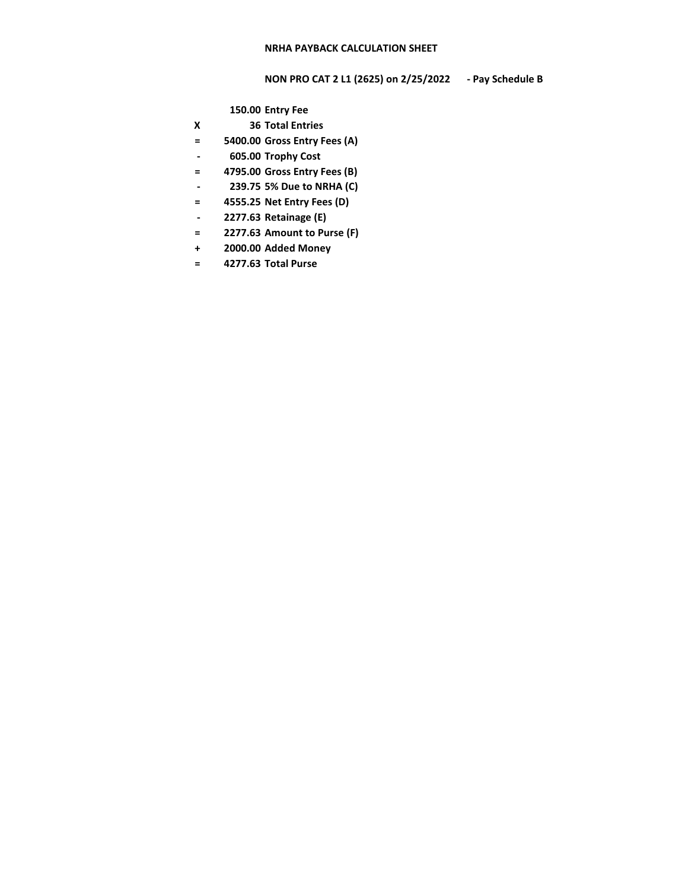**NRHA PAYBACK CALCULATION SHEET**

**NON PRO CAT 2 L1 (2625) on 2/25/2022 - Pay Schedule B**

| | | |
|---|---|---|
| | **150.00** | **Entry Fee** |
| **X** | **36** | **Total Entries** |
| **=** | **5400.00** | **Gross Entry Fees (A)** |
| **-** | **605.00** | **Trophy Cost** |
| **=** | **4795.00** | **Gross Entry Fees (B)** |
| **-** | **239.75** | **5% Due to NRHA (C)** |
| **=** | **4555.25** | **Net Entry Fees (D)** |
| **-** | **2277.63** | **Retainage (E)** |
| **=** | **2277.63** | **Amount to Purse (F)** |
| **+** | **2000.00** | **Added Money** |
| **=** | **4277.63** | **Total Purse** |